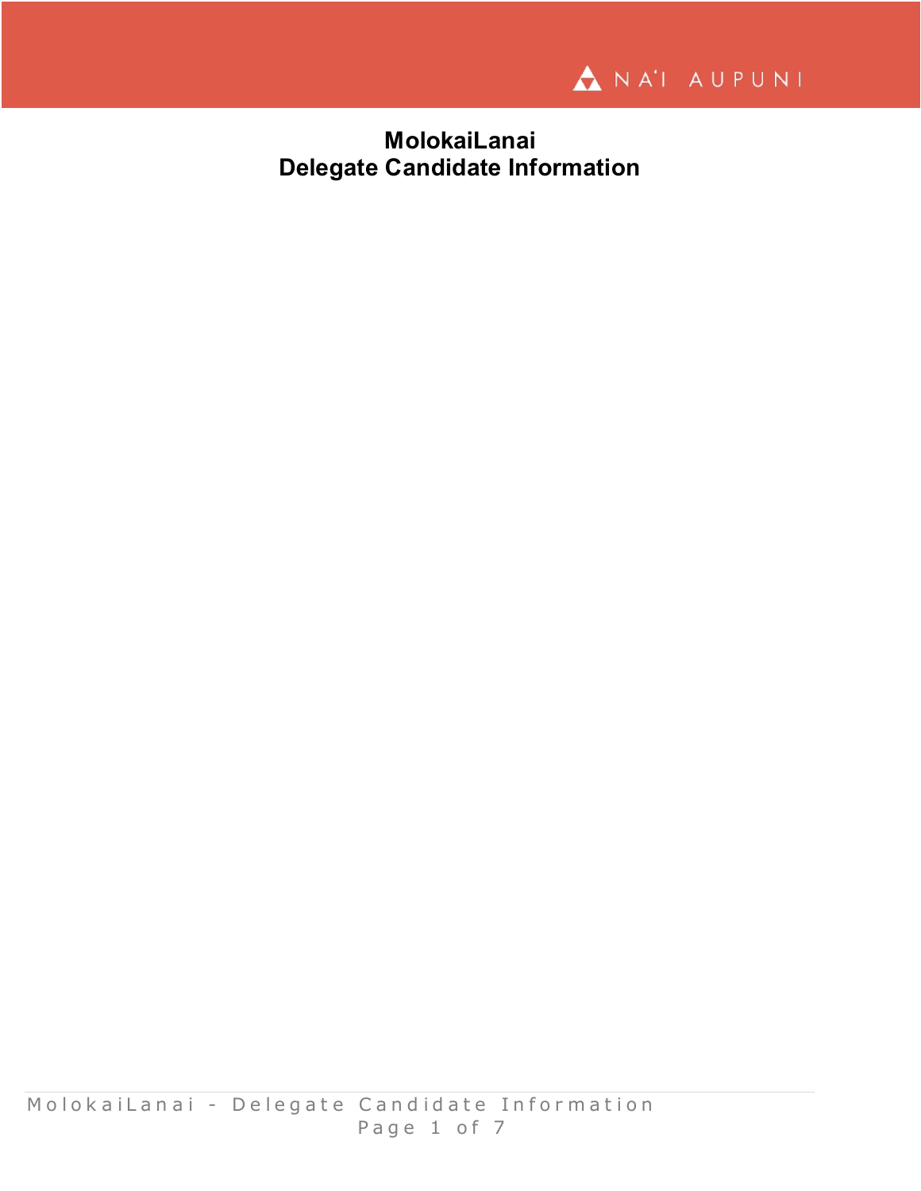# MolokaiLanai
# Delegate Candidate Information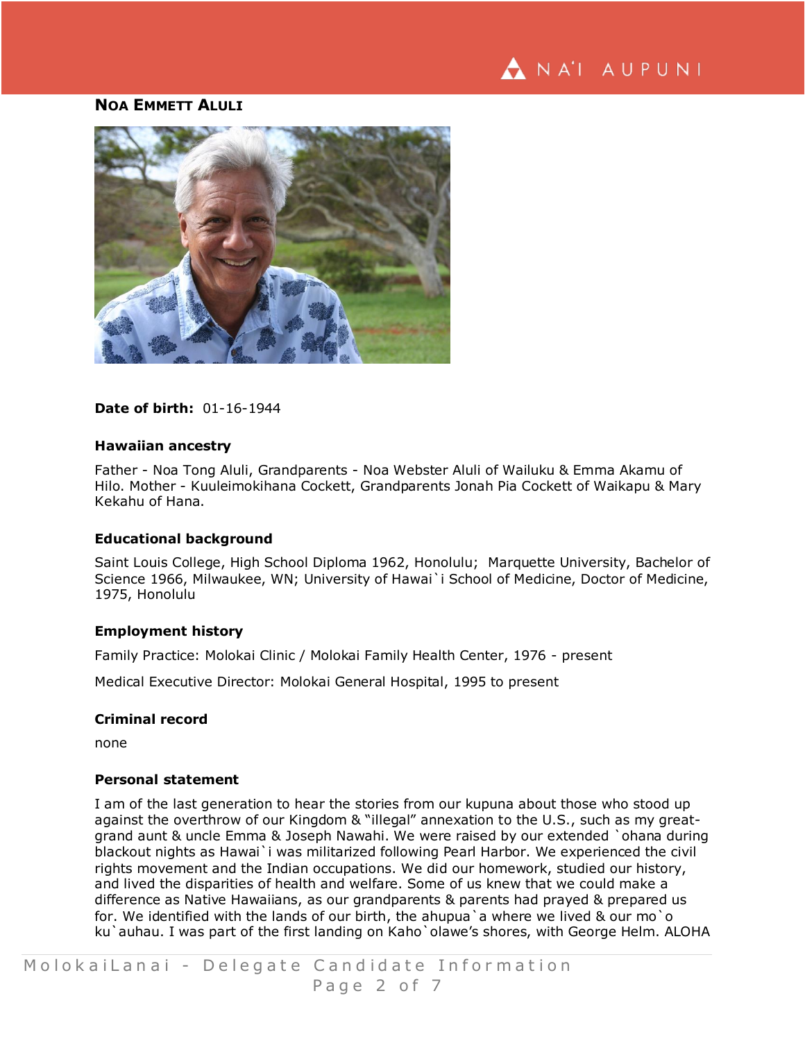## NOA EMMETT ALULI

**Date of birth:** 01-16-1944

### Hawaiian ancestry

Father - Noa Tong Aluli, Grandparents - Noa Webster Aluli of Wailuku & Emma Akamu of Hilo. Mother - Kuuleimokihana Cockett, Grandparents Jonah Pia Cockett of Waikapu & Mary Kekahu of Hana.

### Educational background

Saint Louis College, High School Diploma 1962, Honolulu; Marquette University, Bachelor of Science 1966, Milwaukee, WN; University of Hawai`i School of Medicine, Doctor of Medicine, 1975, Honolulu

### Employment history

Family Practice: Molokai Clinic / Molokai Family Health Center, 1976 - present

Medical Executive Director: Molokai General Hospital, 1995 to present

### Criminal record

none

### Personal statement

I am of the last generation to hear the stories from our kupuna about those who stood up against the overthrow of our Kingdom & "illegal" annexation to the U.S., such as my great-grand aunt & uncle Emma & Joseph Nawahi. We were raised by our extended `ohana during blackout nights as Hawai`i was militarized following Pearl Harbor. We experienced the civil rights movement and the Indian occupations. We did our homework, studied our history, and lived the disparities of health and welfare. Some of us knew that we could make a difference as Native Hawaiians, as our grandparents & parents had prayed & prepared us for. We identified with the lands of our birth, the ahupua`a where we lived & our mo`o ku`auhau. I was part of the first landing on Kaho`olawe's shores, with George Helm. ALOHA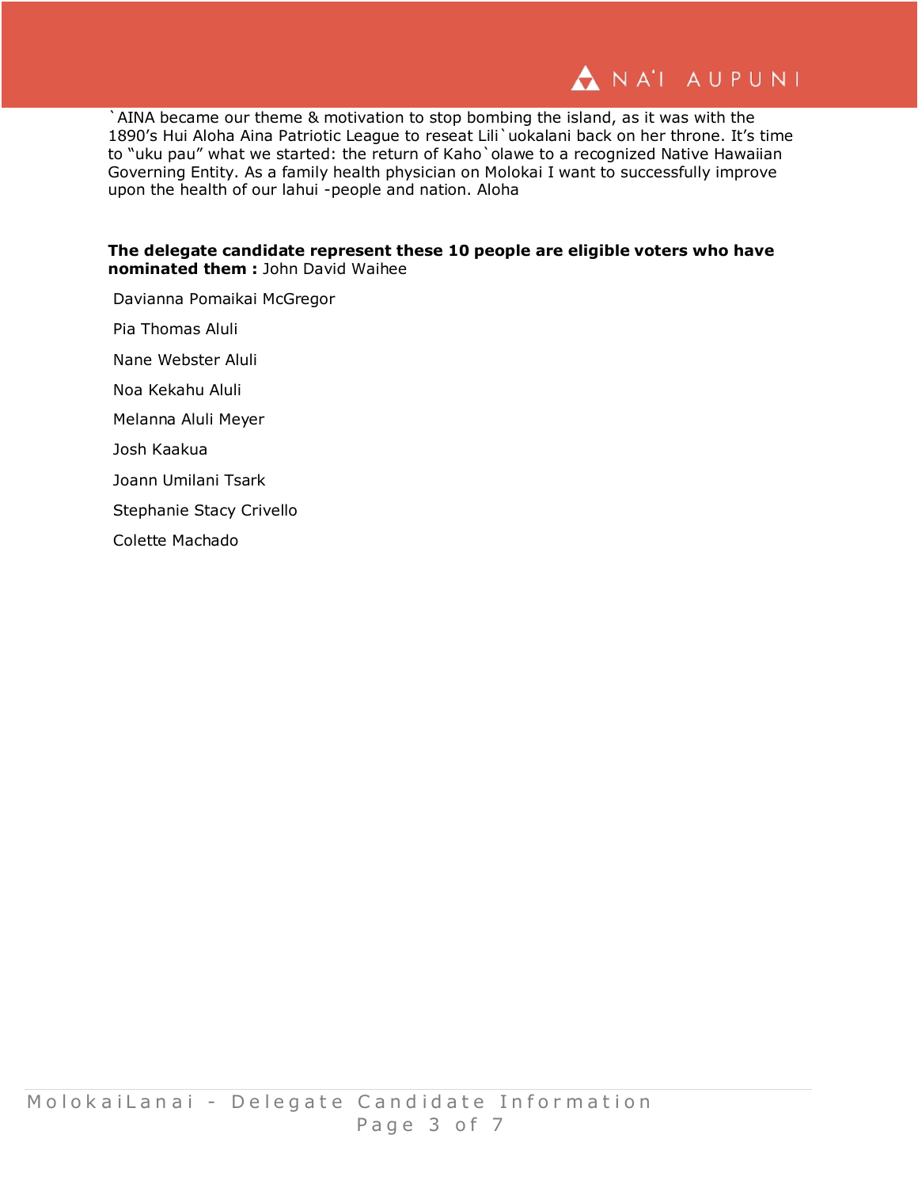`AINA became our theme & motivation to stop bombing the island, as it was with the 1890's Hui Aloha Aina Patriotic League to reseat Lili`uokalani back on her throne. It's time to "uku pau" what we started: the return of Kaho`olawe to a recognized Native Hawaiian Governing Entity. As a family health physician on Molokai I want to successfully improve upon the health of our lahui -people and nation. Aloha

**The delegate candidate represent these 10 people are eligible voters who have nominated them :** John David Waihee

Davianna Pomaikai McGregor

Pia Thomas Aluli

Nane Webster Aluli

Noa Kekahu Aluli

Melanna Aluli Meyer

Josh Kaakua

Joann Umilani Tsark

Stephanie Stacy Crivello

Colette Machado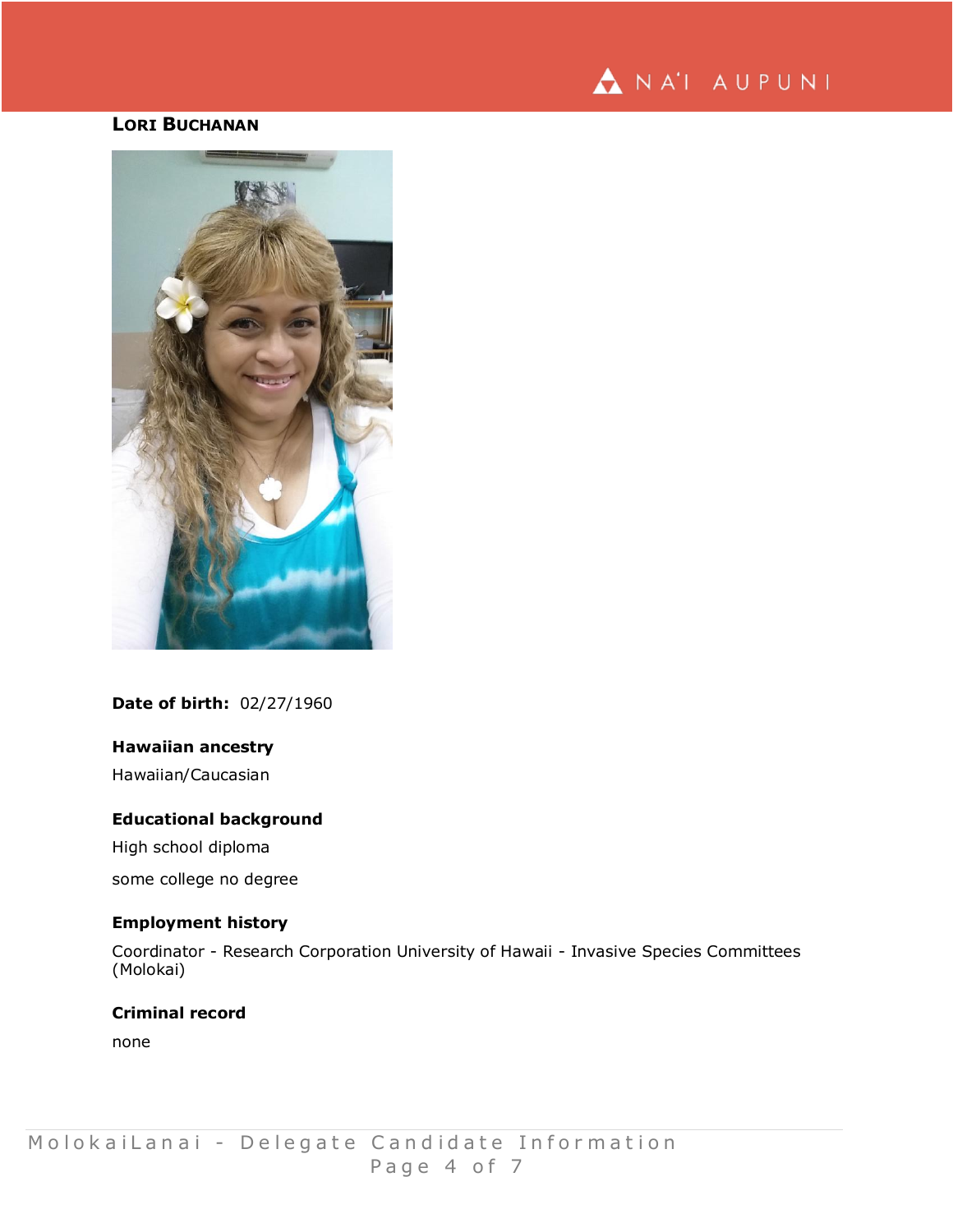## Lori Buchanan

**Date of birth:** 02/27/1960

**Hawaiian ancestry**

Hawaiian/Caucasian

**Educational background**

High school diploma

some college no degree

**Employment history**

Coordinator - Research Corporation University of Hawaii - Invasive Species Committees (Molokai)

**Criminal record**

none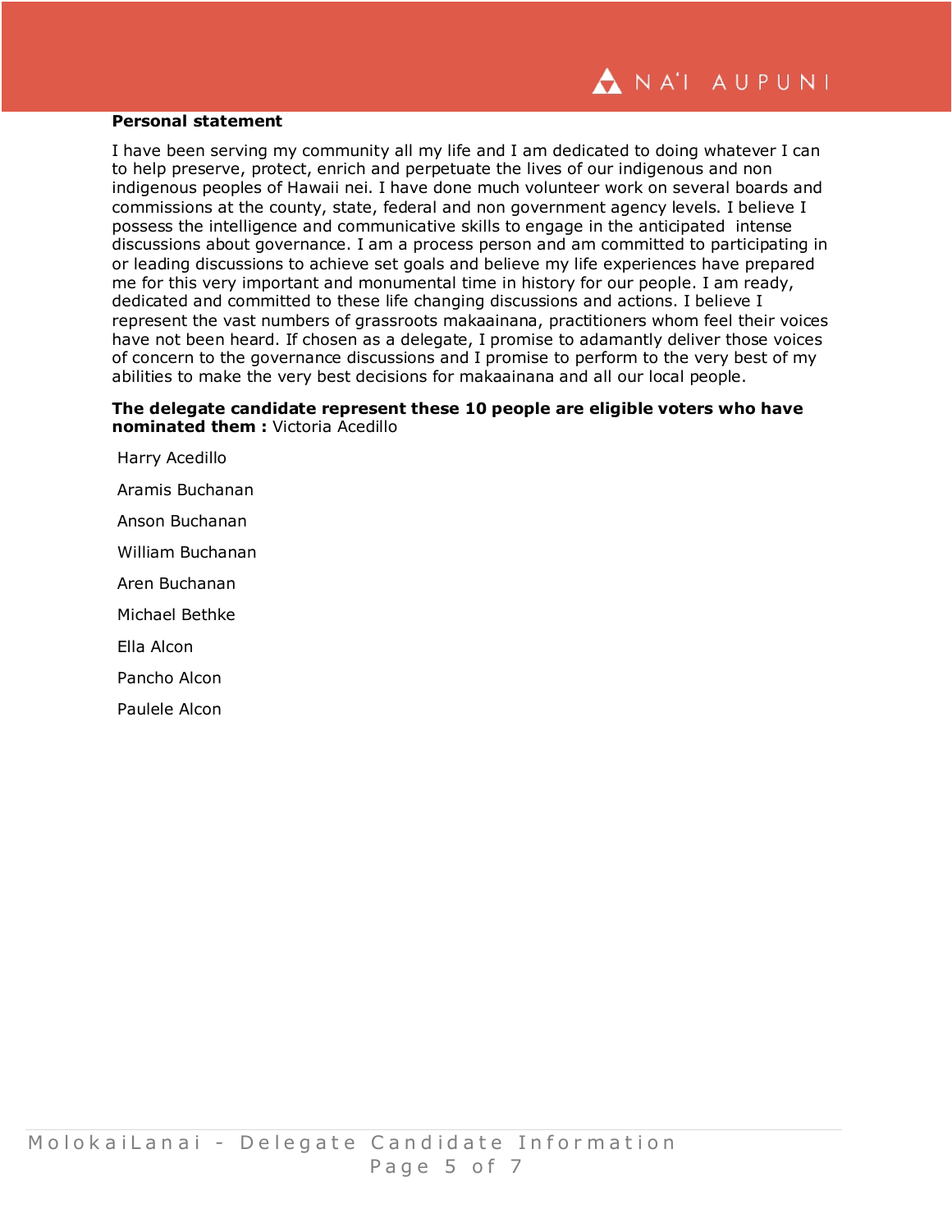**Personal statement**

I have been serving my community all my life and I am dedicated to doing whatever I can to help preserve, protect, enrich and perpetuate the lives of our indigenous and non indigenous peoples of Hawaii nei. I have done much volunteer work on several boards and commissions at the county, state, federal and non government agency levels. I believe I possess the intelligence and communicative skills to engage in the anticipated intense discussions about governance. I am a process person and am committed to participating in or leading discussions to achieve set goals and believe my life experiences have prepared me for this very important and monumental time in history for our people. I am ready, dedicated and committed to these life changing discussions and actions. I believe I represent the vast numbers of grassroots makaainana, practitioners whom feel their voices have not been heard. If chosen as a delegate, I promise to adamantly deliver those voices of concern to the governance discussions and I promise to perform to the very best of my abilities to make the very best decisions for makaainana and all our local people.

**The delegate candidate represent these 10 people are eligible voters who have nominated them :** Victoria Acedillo

Harry Acedillo

Aramis Buchanan

Anson Buchanan

William Buchanan

Aren Buchanan

Michael Bethke

Ella Alcon

Pancho Alcon

Paulele Alcon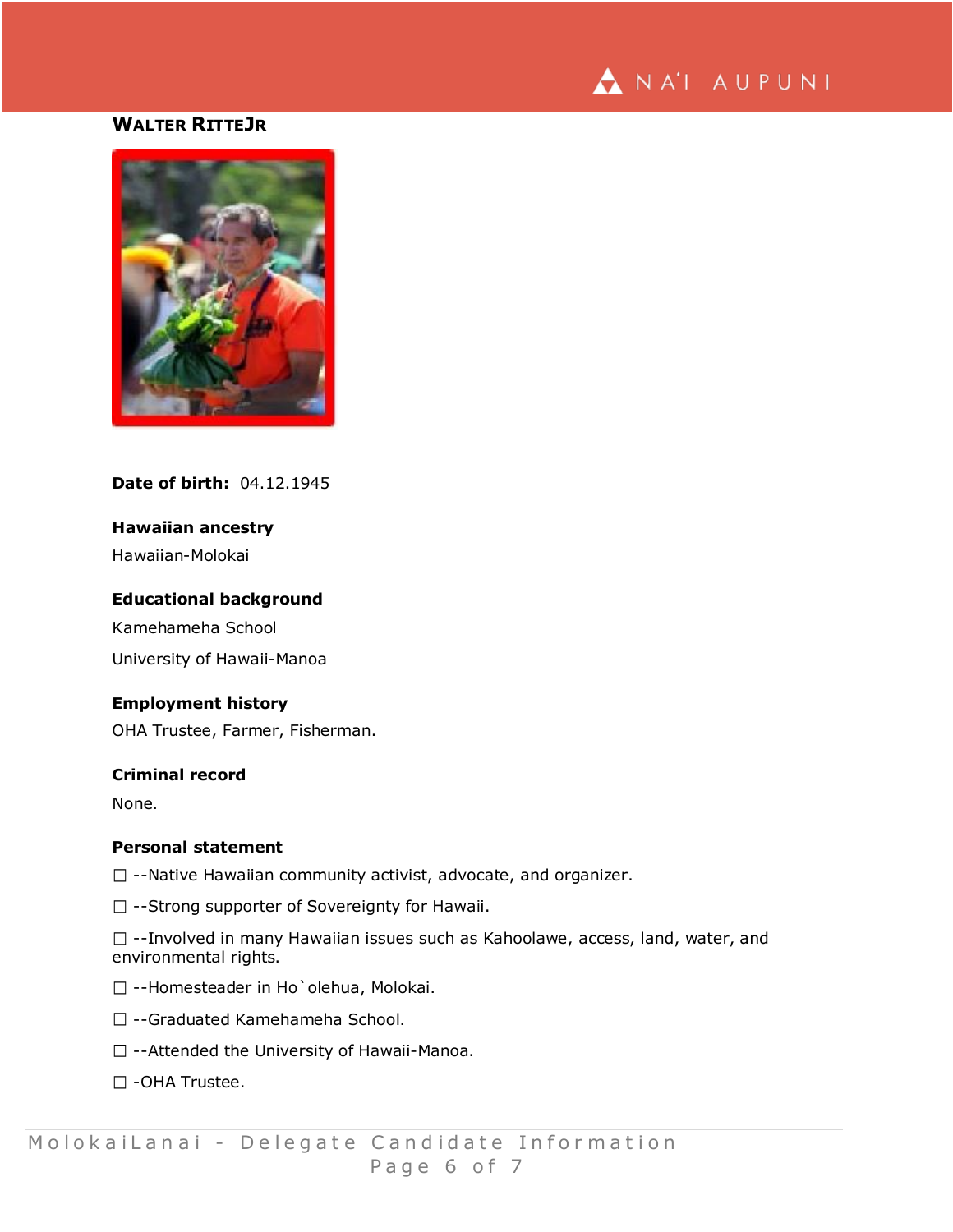## WALTER RITTEJR

**Date of birth:** 04.12.1945

**Hawaiian ancestry**

Hawaiian-Molokai

**Educational background**

Kamehameha School

University of Hawaii-Manoa

**Employment history**

OHA Trustee, Farmer, Fisherman.

**Criminal record**

None.

**Personal statement**

☐ --Native Hawaiian community activist, advocate, and organizer.

☐ --Strong supporter of Sovereignty for Hawaii.

☐ --Involved in many Hawaiian issues such as Kahoolawe, access, land, water, and environmental rights.

☐ --Homesteader in Ho`olehua, Molokai.

☐ --Graduated Kamehameha School.

☐ --Attended the University of Hawaii-Manoa.

☐ -OHA Trustee.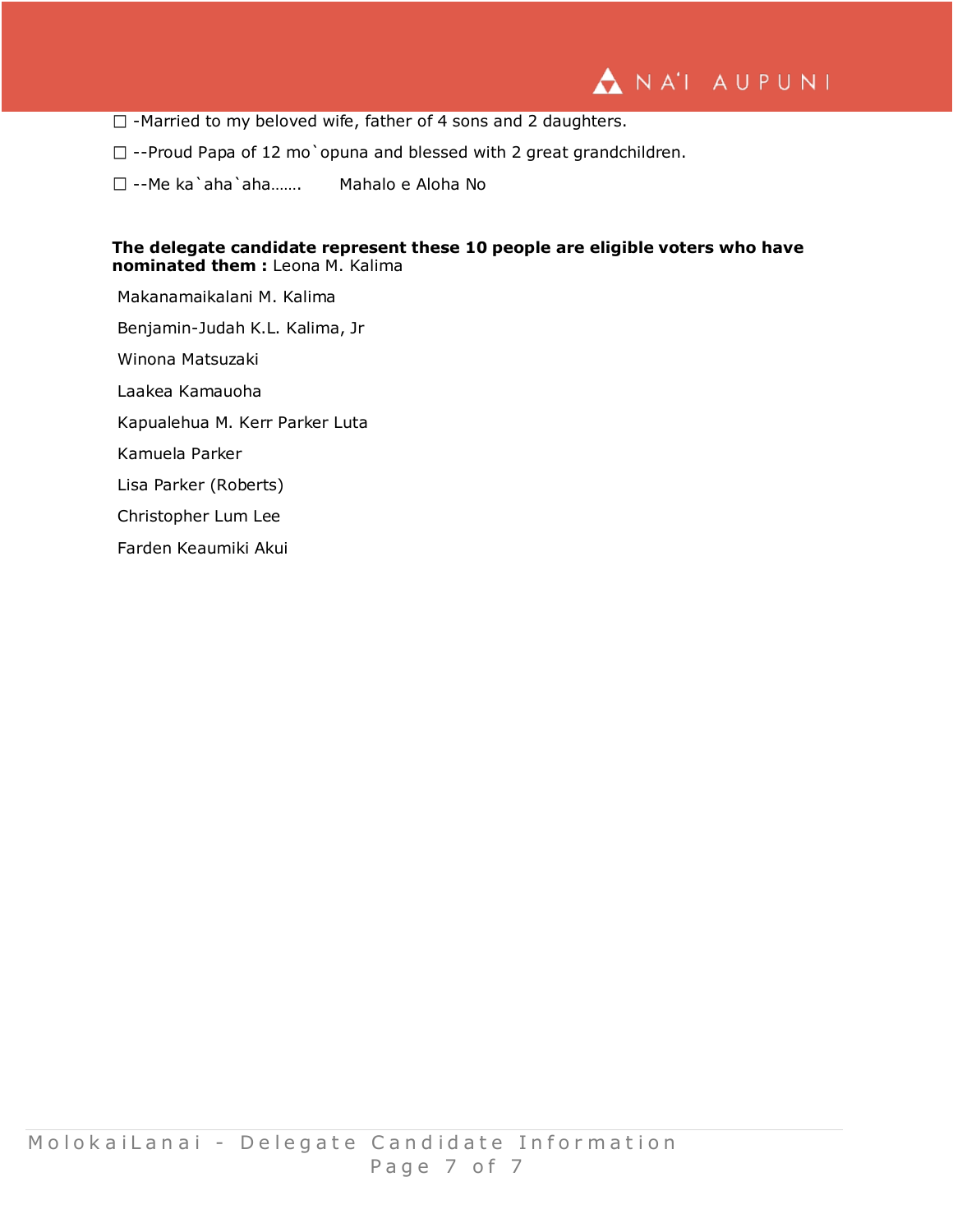☐ -Married to my beloved wife, father of 4 sons and 2 daughters.

☐ --Proud Papa of 12 mo`opuna and blessed with 2 great grandchildren.

☐ --Me ka`aha`aha……. Mahalo e Aloha No

**The delegate candidate represent these 10 people are eligible voters who have nominated them :** Leona M. Kalima

Makanamaikalani M. Kalima

Benjamin-Judah K.L. Kalima, Jr

Winona Matsuzaki

Laakea Kamauoha

Kapualehua M. Kerr Parker Luta

Kamuela Parker

Lisa Parker (Roberts)

Christopher Lum Lee

Farden Keaumiki Akui